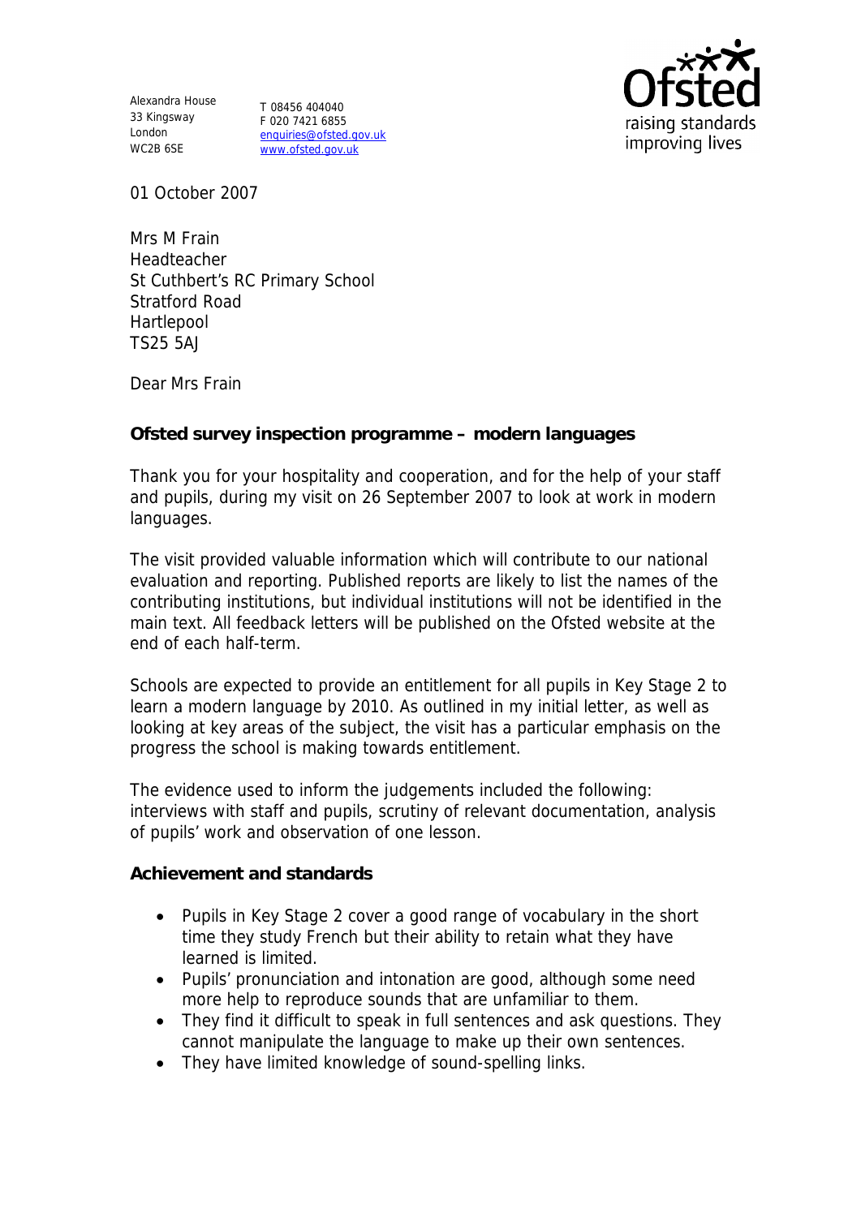Alexandra House
33 Kingsway
London
WC2B 6SE

T 08456 404040
F 020 7421 6855
enquiries@ofsted.gov.uk
www.ofsted.gov.uk

01 October 2007

Mrs M Frain
Headteacher
St Cuthbert's RC Primary School
Stratford Road
Hartlepool
TS25 5AJ

Dear Mrs Frain

**Ofsted survey inspection programme – modern languages**

Thank you for your hospitality and cooperation, and for the help of your staff and pupils, during my visit on 26 September 2007 to look at work in modern languages.

The visit provided valuable information which will contribute to our national evaluation and reporting. Published reports are likely to list the names of the contributing institutions, but individual institutions will not be identified in the main text. All feedback letters will be published on the Ofsted website at the end of each half-term.

Schools are expected to provide an entitlement for all pupils in Key Stage 2 to learn a modern language by 2010. As outlined in my initial letter, as well as looking at key areas of the subject, the visit has a particular emphasis on the progress the school is making towards entitlement.

The evidence used to inform the judgements included the following: interviews with staff and pupils, scrutiny of relevant documentation, analysis of pupils' work and observation of one lesson.

**Achievement and standards**

- Pupils in Key Stage 2 cover a good range of vocabulary in the short time they study French but their ability to retain what they have learned is limited.
- Pupils' pronunciation and intonation are good, although some need more help to reproduce sounds that are unfamiliar to them.
- They find it difficult to speak in full sentences and ask questions. They cannot manipulate the language to make up their own sentences.
- They have limited knowledge of sound-spelling links.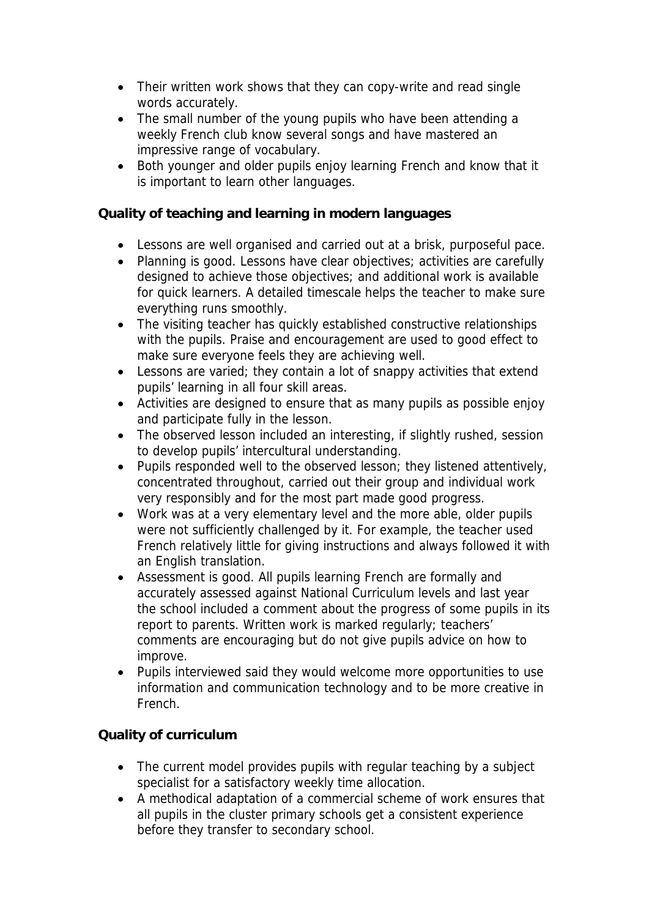- Their written work shows that they can copy-write and read single words accurately.
- The small number of the young pupils who have been attending a weekly French club know several songs and have mastered an impressive range of vocabulary.
- Both younger and older pupils enjoy learning French and know that it is important to learn other languages.

**Quality of teaching and learning in modern languages**

- Lessons are well organised and carried out at a brisk, purposeful pace.
- Planning is good. Lessons have clear objectives; activities are carefully designed to achieve those objectives; and additional work is available for quick learners. A detailed timescale helps the teacher to make sure everything runs smoothly.
- The visiting teacher has quickly established constructive relationships with the pupils. Praise and encouragement are used to good effect to make sure everyone feels they are achieving well.
- Lessons are varied; they contain a lot of snappy activities that extend pupils' learning in all four skill areas.
- Activities are designed to ensure that as many pupils as possible enjoy and participate fully in the lesson.
- The observed lesson included an interesting, if slightly rushed, session to develop pupils' intercultural understanding.
- Pupils responded well to the observed lesson; they listened attentively, concentrated throughout, carried out their group and individual work very responsibly and for the most part made good progress.
- Work was at a very elementary level and the more able, older pupils were not sufficiently challenged by it. For example, the teacher used French relatively little for giving instructions and always followed it with an English translation.
- Assessment is good. All pupils learning French are formally and accurately assessed against National Curriculum levels and last year the school included a comment about the progress of some pupils in its report to parents. Written work is marked regularly; teachers' comments are encouraging but do not give pupils advice on how to improve.
- Pupils interviewed said they would welcome more opportunities to use information and communication technology and to be more creative in French.

**Quality of curriculum**

- The current model provides pupils with regular teaching by a subject specialist for a satisfactory weekly time allocation.
- A methodical adaptation of a commercial scheme of work ensures that all pupils in the cluster primary schools get a consistent experience before they transfer to secondary school.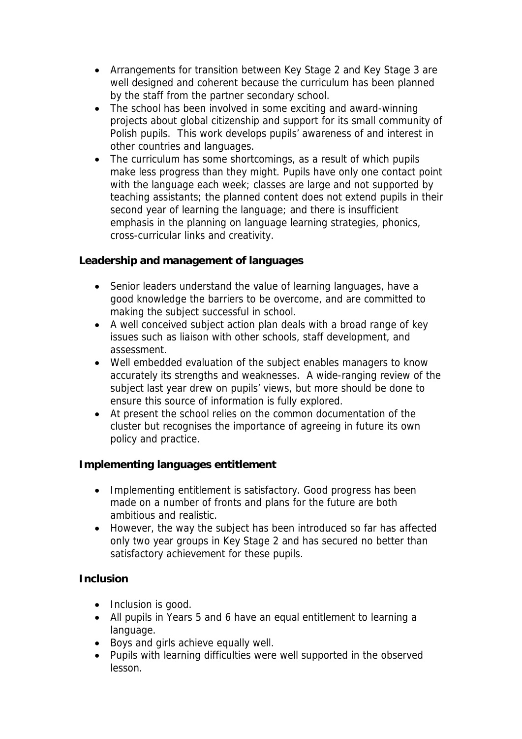- Arrangements for transition between Key Stage 2 and Key Stage 3 are well designed and coherent because the curriculum has been planned by the staff from the partner secondary school.
- The school has been involved in some exciting and award-winning projects about global citizenship and support for its small community of Polish pupils. This work develops pupils' awareness of and interest in other countries and languages.
- The curriculum has some shortcomings, as a result of which pupils make less progress than they might. Pupils have only one contact point with the language each week; classes are large and not supported by teaching assistants; the planned content does not extend pupils in their second year of learning the language; and there is insufficient emphasis in the planning on language learning strategies, phonics, cross-curricular links and creativity.

**Leadership and management of languages**

- Senior leaders understand the value of learning languages, have a good knowledge the barriers to be overcome, and are committed to making the subject successful in school.
- A well conceived subject action plan deals with a broad range of key issues such as liaison with other schools, staff development, and assessment.
- Well embedded evaluation of the subject enables managers to know accurately its strengths and weaknesses. A wide-ranging review of the subject last year drew on pupils' views, but more should be done to ensure this source of information is fully explored.
- At present the school relies on the common documentation of the cluster but recognises the importance of agreeing in future its own policy and practice.

**Implementing languages entitlement**

- Implementing entitlement is satisfactory. Good progress has been made on a number of fronts and plans for the future are both ambitious and realistic.
- However, the way the subject has been introduced so far has affected only two year groups in Key Stage 2 and has secured no better than satisfactory achievement for these pupils.

**Inclusion**

- Inclusion is good.
- All pupils in Years 5 and 6 have an equal entitlement to learning a language.
- Boys and girls achieve equally well.
- Pupils with learning difficulties were well supported in the observed lesson.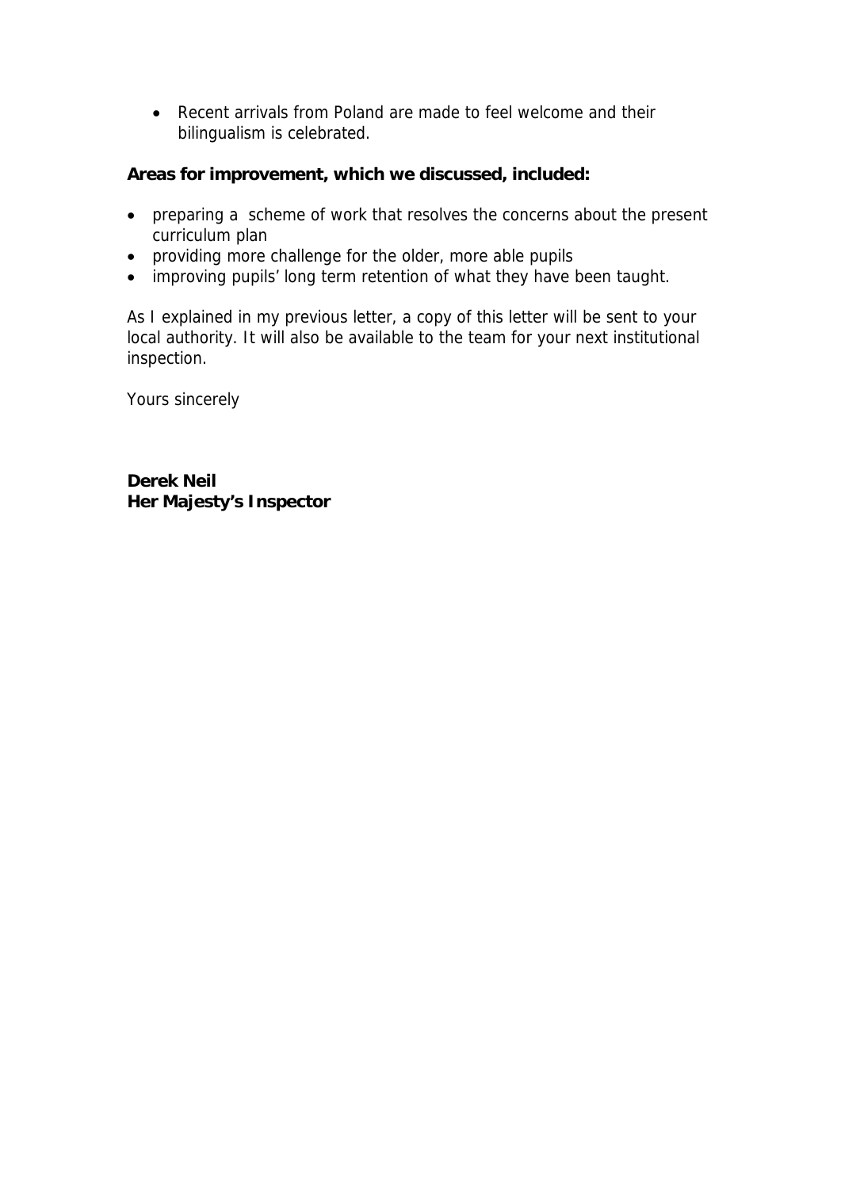- Recent arrivals from Poland are made to feel welcome and their bilingualism is celebrated.

**Areas for improvement, which we discussed, included:**

- preparing a scheme of work that resolves the concerns about the present curriculum plan
- providing more challenge for the older, more able pupils
- improving pupils' long term retention of what they have been taught.

As I explained in my previous letter, a copy of this letter will be sent to your local authority. It will also be available to the team for your next institutional inspection.

Yours sincerely

**Derek Neil**
**Her Majesty's Inspector**